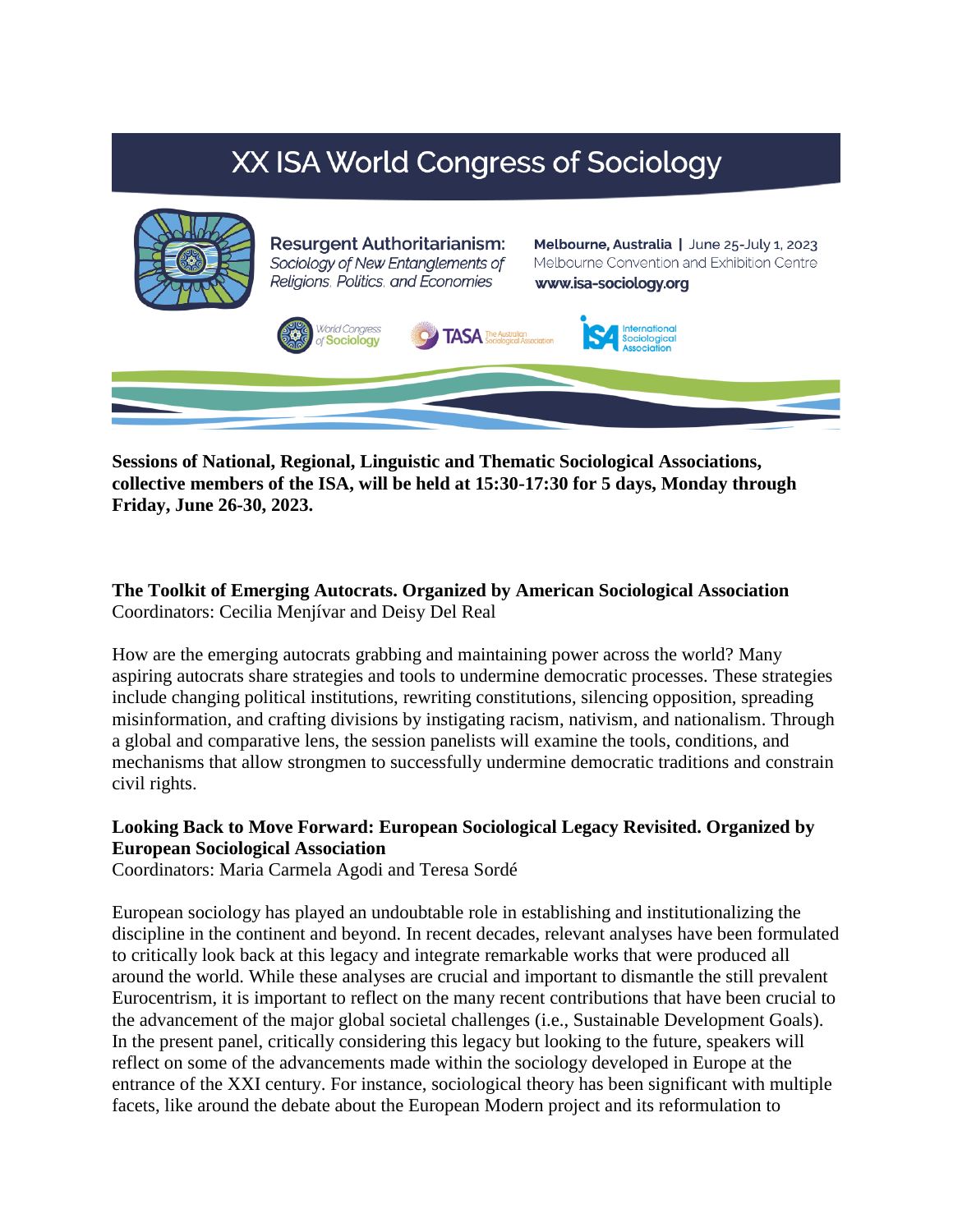# XX ISA World Congress of Sociology

**Resurgent Authoritarianism:**
*Sociology of New Entanglements of Religions, Politics, and Economies*

**Melbourne, Australia** | June 25-July 1, 2023
Melbourne Convention and Exhibition Centre
**www.isa-sociology.org**

World Congress of Sociology | TASA The Australian Sociological Association | ISA International Sociological Association

**Sessions of National, Regional, Linguistic and Thematic Sociological Associations, collective members of the ISA, will be held at 15:30-17:30 for 5 days, Monday through Friday, June 26-30, 2023.**

**The Toolkit of Emerging Autocrats. Organized by American Sociological Association**
Coordinators: Cecilia Menjívar and Deisy Del Real

How are the emerging autocrats grabbing and maintaining power across the world? Many aspiring autocrats share strategies and tools to undermine democratic processes. These strategies include changing political institutions, rewriting constitutions, silencing opposition, spreading misinformation, and crafting divisions by instigating racism, nativism, and nationalism. Through a global and comparative lens, the session panelists will examine the tools, conditions, and mechanisms that allow strongmen to successfully undermine democratic traditions and constrain civil rights.

**Looking Back to Move Forward: European Sociological Legacy Revisited. Organized by European Sociological Association**
Coordinators: Maria Carmela Agodi and Teresa Sordé

European sociology has played an undoubtable role in establishing and institutionalizing the discipline in the continent and beyond. In recent decades, relevant analyses have been formulated to critically look back at this legacy and integrate remarkable works that were produced all around the world. While these analyses are crucial and important to dismantle the still prevalent Eurocentrism, it is important to reflect on the many recent contributions that have been crucial to the advancement of the major global societal challenges (i.e., Sustainable Development Goals). In the present panel, critically considering this legacy but looking to the future, speakers will reflect on some of the advancements made within the sociology developed in Europe at the entrance of the XXI century. For instance, sociological theory has been significant with multiple facets, like around the debate about the European Modern project and its reformulation to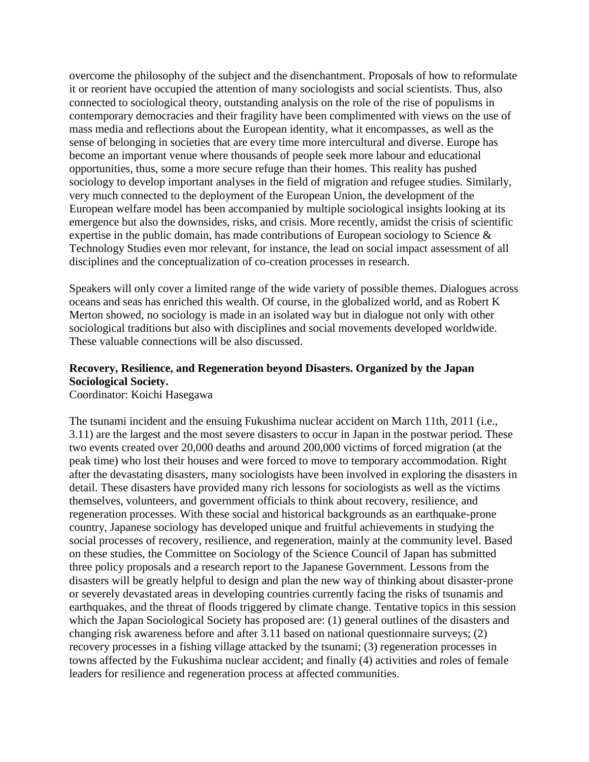overcome the philosophy of the subject and the disenchantment. Proposals of how to reformulate it or reorient have occupied the attention of many sociologists and social scientists. Thus, also connected to sociological theory, outstanding analysis on the role of the rise of populisms in contemporary democracies and their fragility have been complimented with views on the use of mass media and reflections about the European identity, what it encompasses, as well as the sense of belonging in societies that are every time more intercultural and diverse. Europe has become an important venue where thousands of people seek more labour and educational opportunities, thus, some a more secure refuge than their homes. This reality has pushed sociology to develop important analyses in the field of migration and refugee studies. Similarly, very much connected to the deployment of the European Union, the development of the European welfare model has been accompanied by multiple sociological insights looking at its emergence but also the downsides, risks, and crisis. More recently, amidst the crisis of scientific expertise in the public domain, has made contributions of European sociology to Science & Technology Studies even mor relevant, for instance, the lead on social impact assessment of all disciplines and the conceptualization of co-creation processes in research.

Speakers will only cover a limited range of the wide variety of possible themes. Dialogues across oceans and seas has enriched this wealth. Of course, in the globalized world, and as Robert K Merton showed, no sociology is made in an isolated way but in dialogue not only with other sociological traditions but also with disciplines and social movements developed worldwide. These valuable connections will be also discussed.

**Recovery, Resilience, and Regeneration beyond Disasters. Organized by the Japan Sociological Society.**
Coordinator: Koichi Hasegawa

The tsunami incident and the ensuing Fukushima nuclear accident on March 11th, 2011 (i.e., 3.11) are the largest and the most severe disasters to occur in Japan in the postwar period. These two events created over 20,000 deaths and around 200,000 victims of forced migration (at the peak time) who lost their houses and were forced to move to temporary accommodation. Right after the devastating disasters, many sociologists have been involved in exploring the disasters in detail. These disasters have provided many rich lessons for sociologists as well as the victims themselves, volunteers, and government officials to think about recovery, resilience, and regeneration processes. With these social and historical backgrounds as an earthquake-prone country, Japanese sociology has developed unique and fruitful achievements in studying the social processes of recovery, resilience, and regeneration, mainly at the community level. Based on these studies, the Committee on Sociology of the Science Council of Japan has submitted three policy proposals and a research report to the Japanese Government. Lessons from the disasters will be greatly helpful to design and plan the new way of thinking about disaster-prone or severely devastated areas in developing countries currently facing the risks of tsunamis and earthquakes, and the threat of floods triggered by climate change. Tentative topics in this session which the Japan Sociological Society has proposed are: (1) general outlines of the disasters and changing risk awareness before and after 3.11 based on national questionnaire surveys; (2) recovery processes in a fishing village attacked by the tsunami; (3) regeneration processes in towns affected by the Fukushima nuclear accident; and finally (4) activities and roles of female leaders for resilience and regeneration process at affected communities.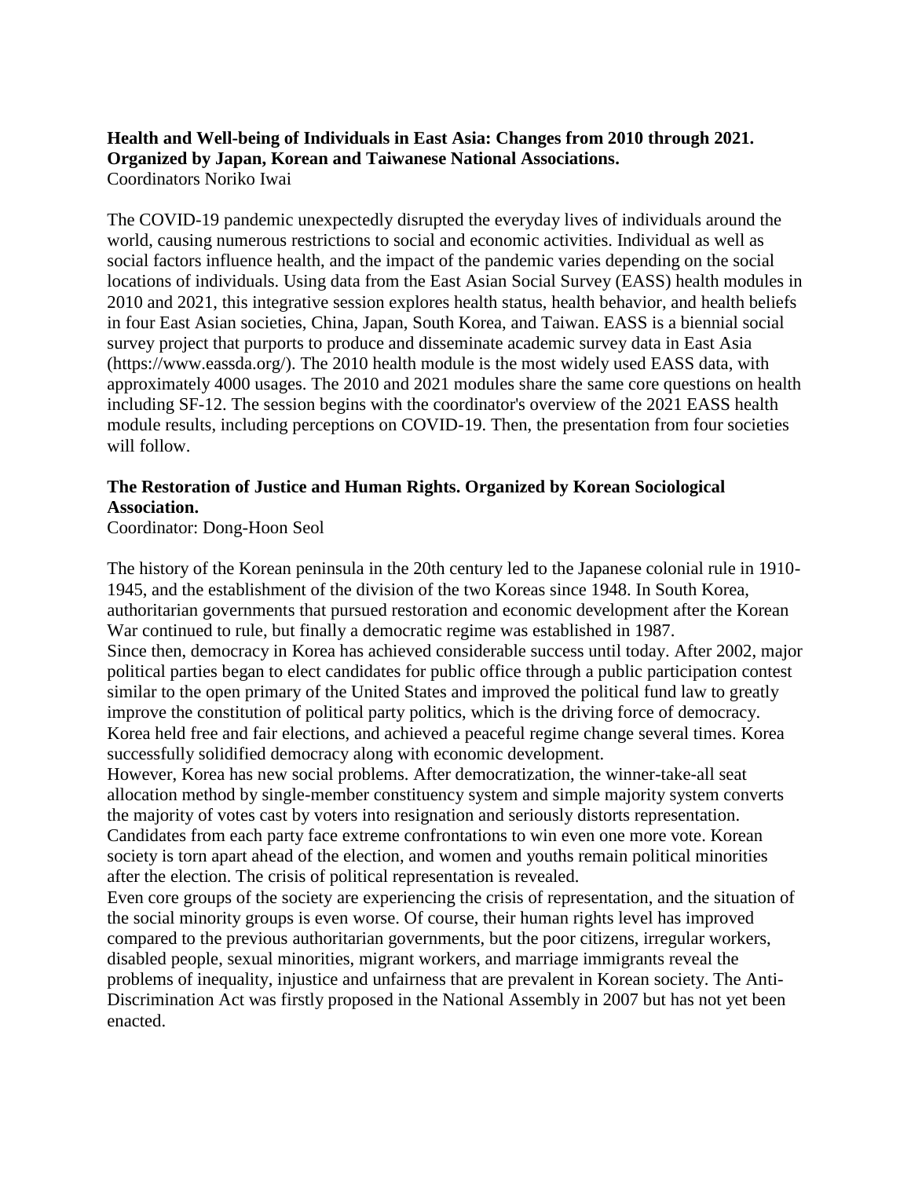**Health and Well-being of Individuals in East Asia: Changes from 2010 through 2021. Organized by Japan, Korean and Taiwanese National Associations.**
Coordinators Noriko Iwai

The COVID-19 pandemic unexpectedly disrupted the everyday lives of individuals around the world, causing numerous restrictions to social and economic activities. Individual as well as social factors influence health, and the impact of the pandemic varies depending on the social locations of individuals. Using data from the East Asian Social Survey (EASS) health modules in 2010 and 2021, this integrative session explores health status, health behavior, and health beliefs in four East Asian societies, China, Japan, South Korea, and Taiwan. EASS is a biennial social survey project that purports to produce and disseminate academic survey data in East Asia (https://www.eassda.org/). The 2010 health module is the most widely used EASS data, with approximately 4000 usages. The 2010 and 2021 modules share the same core questions on health including SF-12. The session begins with the coordinator's overview of the 2021 EASS health module results, including perceptions on COVID-19. Then, the presentation from four societies will follow.

**The Restoration of Justice and Human Rights. Organized by Korean Sociological Association.**
Coordinator: Dong-Hoon Seol

The history of the Korean peninsula in the 20th century led to the Japanese colonial rule in 1910-1945, and the establishment of the division of the two Koreas since 1948. In South Korea, authoritarian governments that pursued restoration and economic development after the Korean War continued to rule, but finally a democratic regime was established in 1987.
Since then, democracy in Korea has achieved considerable success until today. After 2002, major political parties began to elect candidates for public office through a public participation contest similar to the open primary of the United States and improved the political fund law to greatly improve the constitution of political party politics, which is the driving force of democracy. Korea held free and fair elections, and achieved a peaceful regime change several times. Korea successfully solidified democracy along with economic development.
However, Korea has new social problems. After democratization, the winner-take-all seat allocation method by single-member constituency system and simple majority system converts the majority of votes cast by voters into resignation and seriously distorts representation. Candidates from each party face extreme confrontations to win even one more vote. Korean society is torn apart ahead of the election, and women and youths remain political minorities after the election. The crisis of political representation is revealed.
Even core groups of the society are experiencing the crisis of representation, and the situation of the social minority groups is even worse. Of course, their human rights level has improved compared to the previous authoritarian governments, but the poor citizens, irregular workers, disabled people, sexual minorities, migrant workers, and marriage immigrants reveal the problems of inequality, injustice and unfairness that are prevalent in Korean society. The Anti-Discrimination Act was firstly proposed in the National Assembly in 2007 but has not yet been enacted.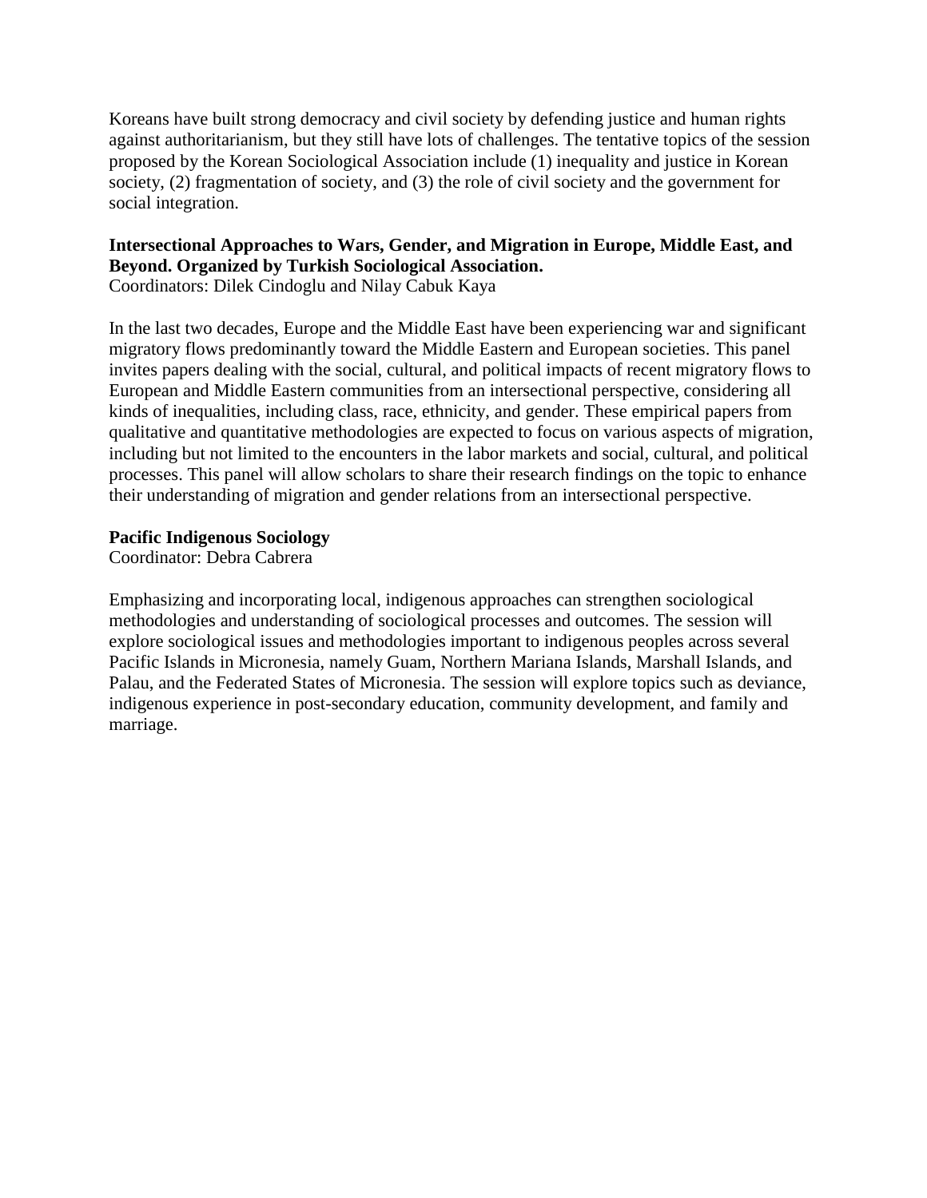Koreans have built strong democracy and civil society by defending justice and human rights against authoritarianism, but they still have lots of challenges. The tentative topics of the session proposed by the Korean Sociological Association include (1) inequality and justice in Korean society, (2) fragmentation of society, and (3) the role of civil society and the government for social integration.

**Intersectional Approaches to Wars, Gender, and Migration in Europe, Middle East, and Beyond. Organized by Turkish Sociological Association.**
Coordinators: Dilek Cindoglu and Nilay Cabuk Kaya

In the last two decades, Europe and the Middle East have been experiencing war and significant migratory flows predominantly toward the Middle Eastern and European societies. This panel invites papers dealing with the social, cultural, and political impacts of recent migratory flows to European and Middle Eastern communities from an intersectional perspective, considering all kinds of inequalities, including class, race, ethnicity, and gender. These empirical papers from qualitative and quantitative methodologies are expected to focus on various aspects of migration, including but not limited to the encounters in the labor markets and social, cultural, and political processes. This panel will allow scholars to share their research findings on the topic to enhance their understanding of migration and gender relations from an intersectional perspective.

**Pacific Indigenous Sociology**
Coordinator: Debra Cabrera

Emphasizing and incorporating local, indigenous approaches can strengthen sociological methodologies and understanding of sociological processes and outcomes. The session will explore sociological issues and methodologies important to indigenous peoples across several Pacific Islands in Micronesia, namely Guam, Northern Mariana Islands, Marshall Islands, and Palau, and the Federated States of Micronesia. The session will explore topics such as deviance, indigenous experience in post-secondary education, community development, and family and marriage.